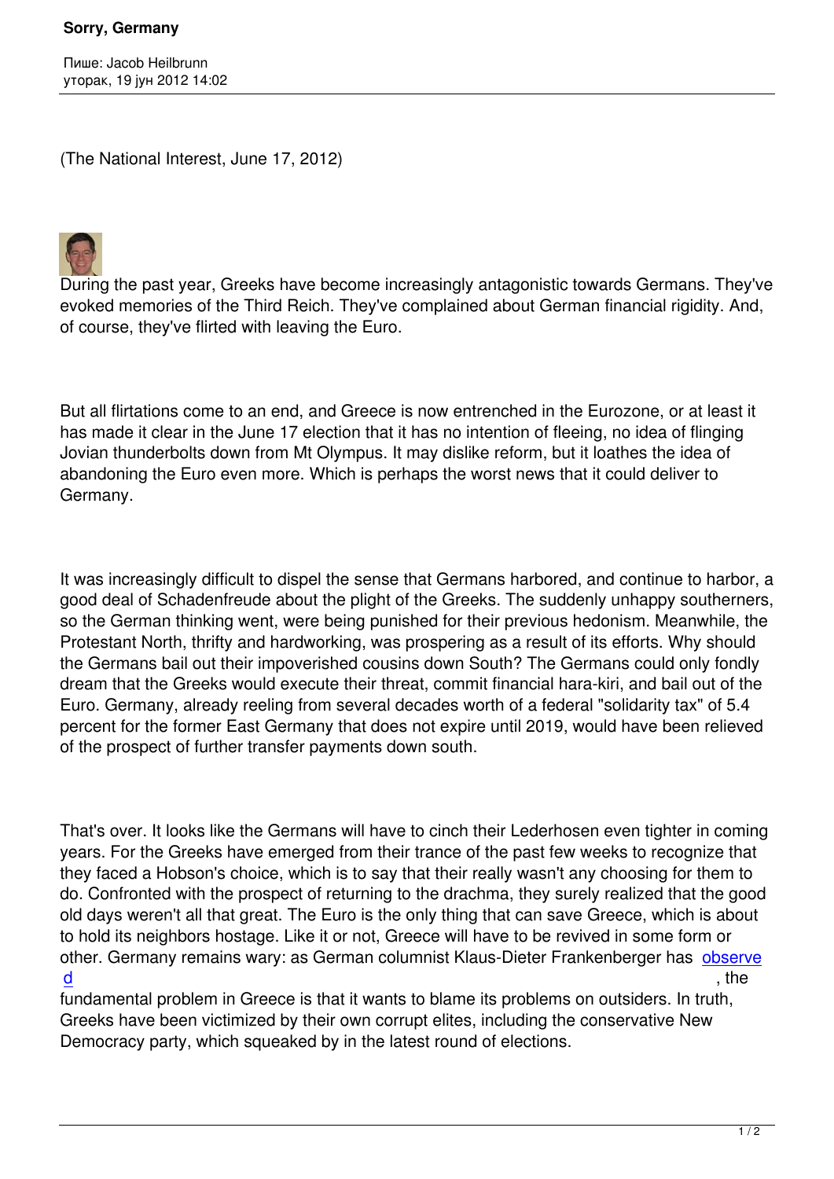# Sorry, Germany

Пише: Jacob Heilbrunn
уторак, 19 јун 2012 14:02

(The National Interest, June 17, 2012)

During the past year, Greeks have become increasingly antagonistic towards Germans. They've evoked memories of the Third Reich. They've complained about German financial rigidity. And, of course, they've flirted with leaving the Euro.

But all flirtations come to an end, and Greece is now entrenched in the Eurozone, or at least it has made it clear in the June 17 election that it has no intention of fleeing, no idea of flinging Jovian thunderbolts down from Mt Olympus. It may dislike reform, but it loathes the idea of abandoning the Euro even more. Which is perhaps the worst news that it could deliver to Germany.

It was increasingly difficult to dispel the sense that Germans harbored, and continue to harbor, a good deal of Schadenfreude about the plight of the Greeks. The suddenly unhappy southerners, so the German thinking went, were being punished for their previous hedonism. Meanwhile, the Protestant North, thrifty and hardworking, was prospering as a result of its efforts. Why should the Germans bail out their impoverished cousins down South? The Germans could only fondly dream that the Greeks would execute their threat, commit financial hara-kiri, and bail out of the Euro. Germany, already reeling from several decades worth of a federal "solidarity tax" of 5.4 percent for the former East Germany that does not expire until 2019, would have been relieved of the prospect of further transfer payments down south.

That's over. It looks like the Germans will have to cinch their Lederhosen even tighter in coming years. For the Greeks have emerged from their trance of the past few weeks to recognize that they faced a Hobson's choice, which is to say that their really wasn't any choosing for them to do. Confronted with the prospect of returning to the drachma, they surely realized that the good old days weren't all that great. The Euro is the only thing that can save Greece, which is about to hold its neighbors hostage. Like it or not, Greece will have to be revived in some form or other. Germany remains wary: as German columnist Klaus-Dieter Frankenberger has observed, the fundamental problem in Greece is that it wants to blame its problems on outsiders. In truth, Greeks have been victimized by their own corrupt elites, including the conservative New Democracy party, which squeaked by in the latest round of elections.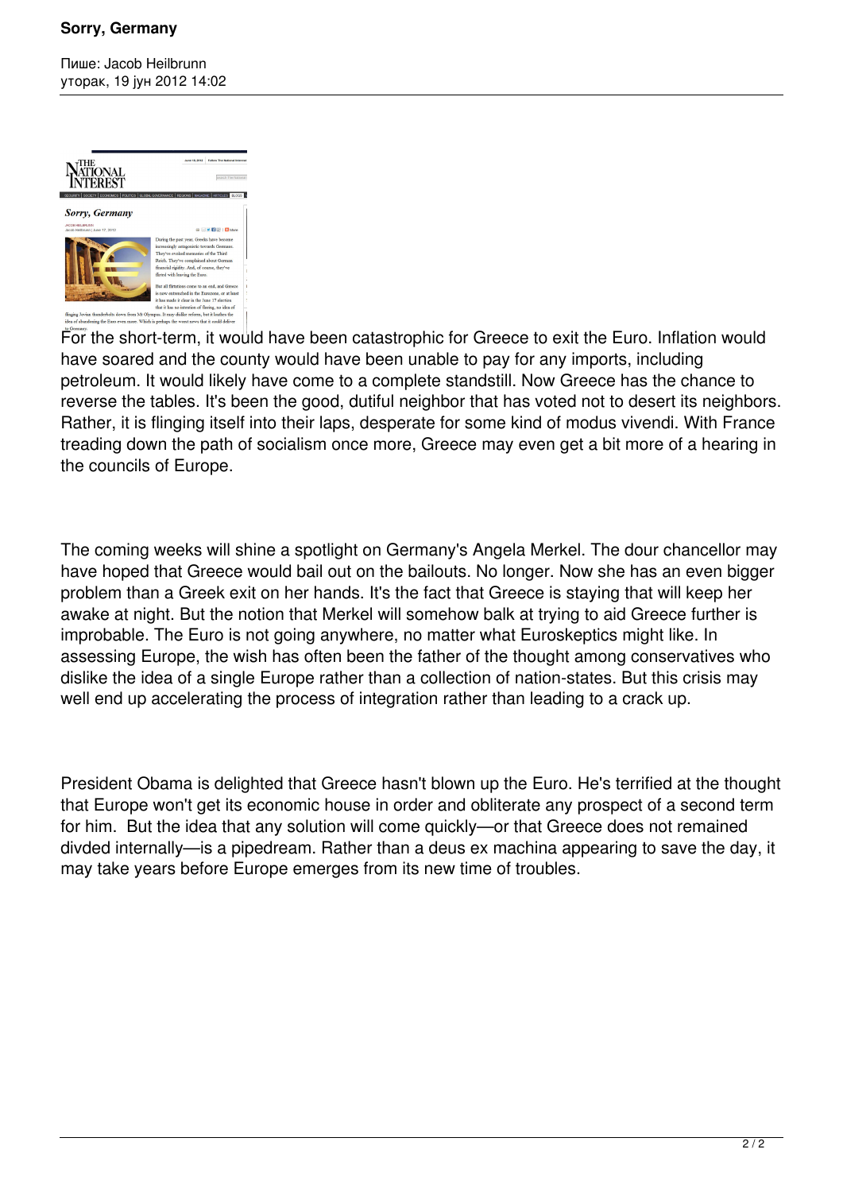For the short-term, it would have been catastrophic for Greece to exit the Euro. Inflation would have soared and the county would have been unable to pay for any imports, including petroleum. It would likely have come to a complete standstill. Now Greece has the chance to reverse the tables. It's been the good, dutiful neighbor that has voted not to desert its neighbors. Rather, it is flinging itself into their laps, desperate for some kind of modus vivendi. With France treading down the path of socialism once more, Greece may even get a bit more of a hearing in the councils of Europe.

The coming weeks will shine a spotlight on Germany's Angela Merkel. The dour chancellor may have hoped that Greece would bail out on the bailouts. No longer. Now she has an even bigger problem than a Greek exit on her hands. It's the fact that Greece is staying that will keep her awake at night. But the notion that Merkel will somehow balk at trying to aid Greece further is improbable. The Euro is not going anywhere, no matter what Euroskeptics might like. In assessing Europe, the wish has often been the father of the thought among conservatives who dislike the idea of a single Europe rather than a collection of nation-states. But this crisis may well end up accelerating the process of integration rather than leading to a crack up.

President Obama is delighted that Greece hasn't blown up the Euro. He's terrified at the thought that Europe won't get its economic house in order and obliterate any prospect of a second term for him. But the idea that any solution will come quickly—or that Greece does not remained divded internally—is a pipedream. Rather than a deus ex machina appearing to save the day, it may take years before Europe emerges from its new time of troubles.